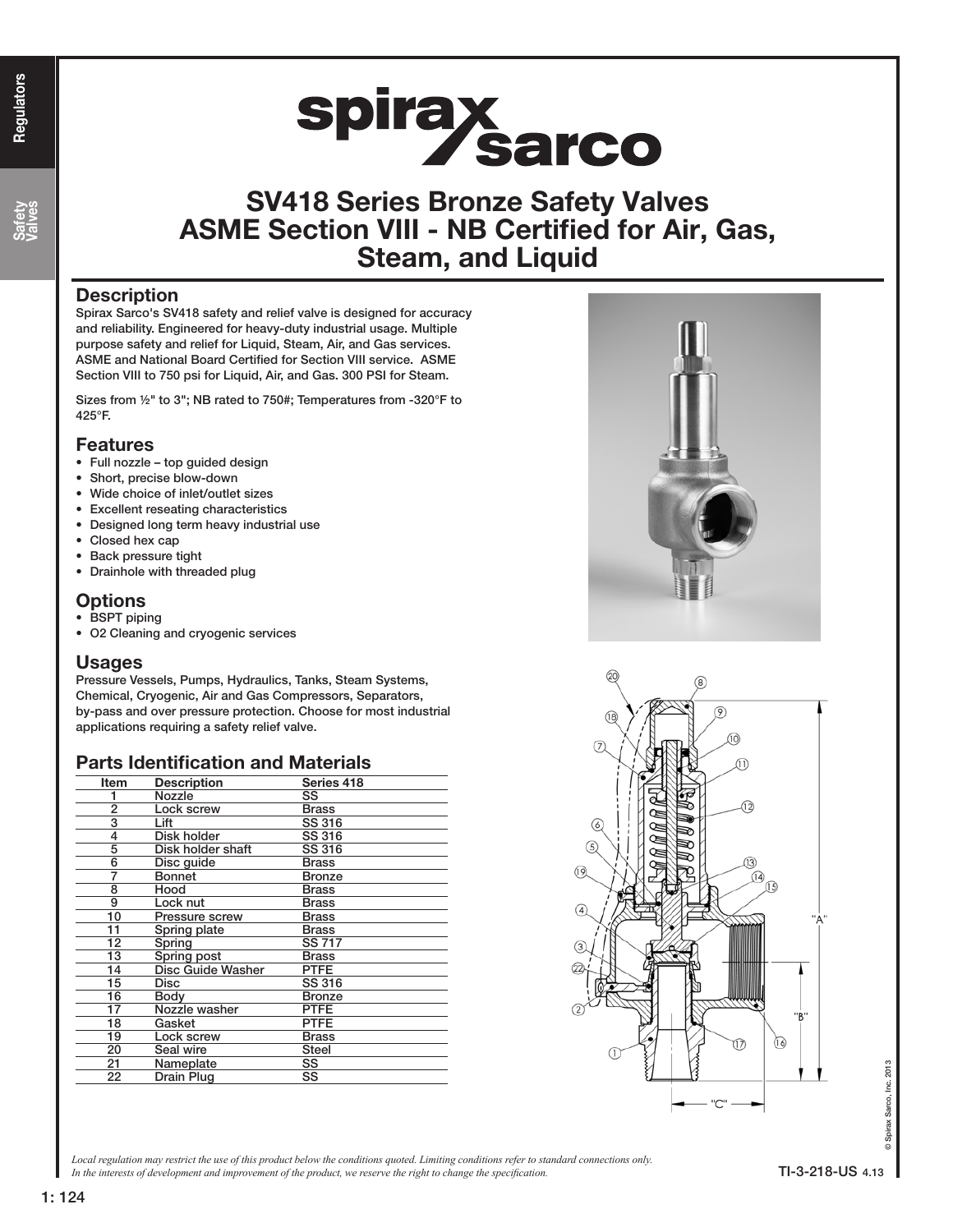# SV418 Series Bronze Safety Valves
# ASME Section VIII - NB Certified for Air, Gas, Steam, and Liquid

## Description

Spirax Sarco's SV418 safety and relief valve is designed for accuracy and reliability. Engineered for heavy-duty industrial usage. Multiple purpose safety and relief for Liquid, Steam, Air, and Gas services. ASME and National Board Certified for Section VIII service. ASME Section VIII to 750 psi for Liquid, Air, and Gas. 300 PSI for Steam.

Sizes from ½" to 3"; NB rated to 750#; Temperatures from -320°F to 425°F.

## Features

- Full nozzle – top guided design
- Short, precise blow-down
- Wide choice of inlet/outlet sizes
- Excellent reseating characteristics
- Designed long term heavy industrial use
- Closed hex cap
- Back pressure tight
- Drainhole with threaded plug

## Options

- BSPT piping
- O2 Cleaning and cryogenic services

## Usages

Pressure Vessels, Pumps, Hydraulics, Tanks, Steam Systems, Chemical, Cryogenic, Air and Gas Compressors, Separators, by-pass and over pressure protection. Choose for most industrial applications requiring a safety relief valve.

## Parts Identification and Materials

| Item | Description | Series 418 |
|---|---|---|
| 1 | Nozzle | SS |
| 2 | Lock screw | Brass |
| 3 | Lift | SS 316 |
| 4 | Disk holder | SS 316 |
| 5 | Disk holder shaft | SS 316 |
| 6 | Disc guide | Brass |
| 7 | Bonnet | Bronze |
| 8 | Hood | Brass |
| 9 | Lock nut | Brass |
| 10 | Pressure screw | Brass |
| 11 | Spring plate | Brass |
| 12 | Spring | SS 717 |
| 13 | Spring post | Brass |
| 14 | Disc Guide Washer | PTFE |
| 15 | Disc | SS 316 |
| 16 | Body | Bronze |
| 17 | Nozzle washer | PTFE |
| 18 | Gasket | PTFE |
| 19 | Lock screw | Brass |
| 20 | Seal wire | Steel |
| 21 | Nameplate | SS |
| 22 | Drain Plug | SS |

*Local regulation may restrict the use of this product below the conditions quoted. Limiting conditions refer to standard connections only.*
*In the interests of development and improvement of the product, we reserve the right to change the specification.*

© Spirax Sarco, Inc. 2013

TI-3-218-US 4.13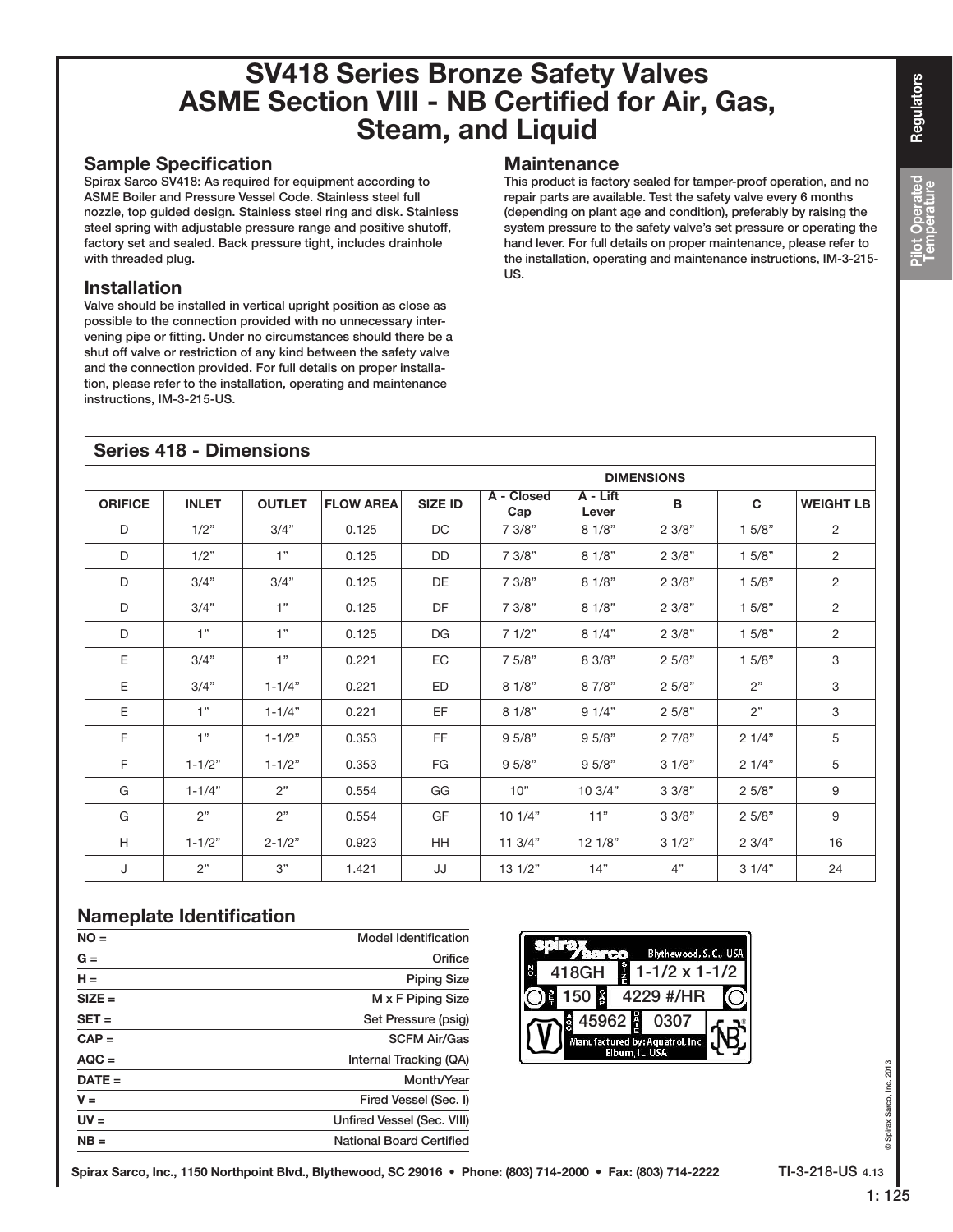# SV418 Series Bronze Safety Valves ASME Section VIII - NB Certified for Air, Gas, Steam, and Liquid

## Sample Specification

Spirax Sarco SV418: As required for equipment according to ASME Boiler and Pressure Vessel Code. Stainless steel full nozzle, top guided design. Stainless steel ring and disk. Stainless steel spring with adjustable pressure range and positive shutoff, factory set and sealed. Back pressure tight, includes drainhole with threaded plug.

## Installation

Valve should be installed in vertical upright position as close as possible to the connection provided with no unnecessary intervening pipe or fitting. Under no circumstances should there be a shut off valve or restriction of any kind between the safety valve and the connection provided. For full details on proper installation, please refer to the installation, operating and maintenance instructions, IM-3-215-US.

## Maintenance

This product is factory sealed for tamper-proof operation, and no repair parts are available. Test the safety valve every 6 months (depending on plant age and condition), preferably by raising the system pressure to the safety valve's set pressure or operating the hand lever. For full details on proper maintenance, please refer to the installation, operating and maintenance instructions, IM-3-215-US.

## Series 418 - Dimensions

| | | | | | DIMENSIONS | | | | |
|---|---|---|---|---|---|---|---|---|---|
| ORIFICE | INLET | OUTLET | FLOW AREA | SIZE ID | A - Closed Cap | A - Lift Lever | B | C | WEIGHT LB |
| D | 1/2" | 3/4" | 0.125 | DC | 7 3/8" | 8 1/8" | 2 3/8" | 1 5/8" | 2 |
| D | 1/2" | 1" | 0.125 | DD | 7 3/8" | 8 1/8" | 2 3/8" | 1 5/8" | 2 |
| D | 3/4" | 3/4" | 0.125 | DE | 7 3/8" | 8 1/8" | 2 3/8" | 1 5/8" | 2 |
| D | 3/4" | 1" | 0.125 | DF | 7 3/8" | 8 1/8" | 2 3/8" | 1 5/8" | 2 |
| D | 1" | 1" | 0.125 | DG | 7 1/2" | 8 1/4" | 2 3/8" | 1 5/8" | 2 |
| E | 3/4" | 1" | 0.221 | EC | 7 5/8" | 8 3/8" | 2 5/8" | 1 5/8" | 3 |
| E | 3/4" | 1-1/4" | 0.221 | ED | 8 1/8" | 8 7/8" | 2 5/8" | 2" | 3 |
| E | 1" | 1-1/4" | 0.221 | EF | 8 1/8" | 9 1/4" | 2 5/8" | 2" | 3 |
| F | 1" | 1-1/2" | 0.353 | FF | 9 5/8" | 9 5/8" | 2 7/8" | 2 1/4" | 5 |
| F | 1-1/2" | 1-1/2" | 0.353 | FG | 9 5/8" | 9 5/8" | 3 1/8" | 2 1/4" | 5 |
| G | 1-1/4" | 2" | 0.554 | GG | 10" | 10 3/4" | 3 3/8" | 2 5/8" | 9 |
| G | 2" | 2" | 0.554 | GF | 10 1/4" | 11" | 3 3/8" | 2 5/8" | 9 |
| H | 1-1/2" | 2-1/2" | 0.923 | HH | 11 3/4" | 12 1/8" | 3 1/2" | 2 3/4" | 16 |
| J | 2" | 3" | 1.421 | JJ | 13 1/2" | 14" | 4" | 3 1/4" | 24 |

## Nameplate Identification

| | |
|---|---|
| NO = | Model Identification |
| G = | Orifice |
| H = | Piping Size |
| SIZE = | M x F Piping Size |
| SET = | Set Pressure (psig) |
| CAP = | SCFM Air/Gas |
| AQC = | Internal Tracking (QA) |
| DATE = | Month/Year |
| V = | Fired Vessel (Sec. I) |
| UV = | Unfired Vessel (Sec. VIII) |
| NB = | National Board Certified |

spirax sarco — Blythewood, S.C., USA
NO. 418GH — SIZE 1-1/2 x 1-1/2
SET 150 — CAP 4229 #/HR
AQC 45962 — DATE 0307
Manufactured by: Aquatrol, Inc. Elburn, IL USA

© Spirax Sarco, Inc. 2013

Spirax Sarco, Inc., 1150 Northpoint Blvd., Blythewood, SC 29016 • Phone: (803) 714-2000 • Fax: (803) 714-2222

TI-3-218-US 4.13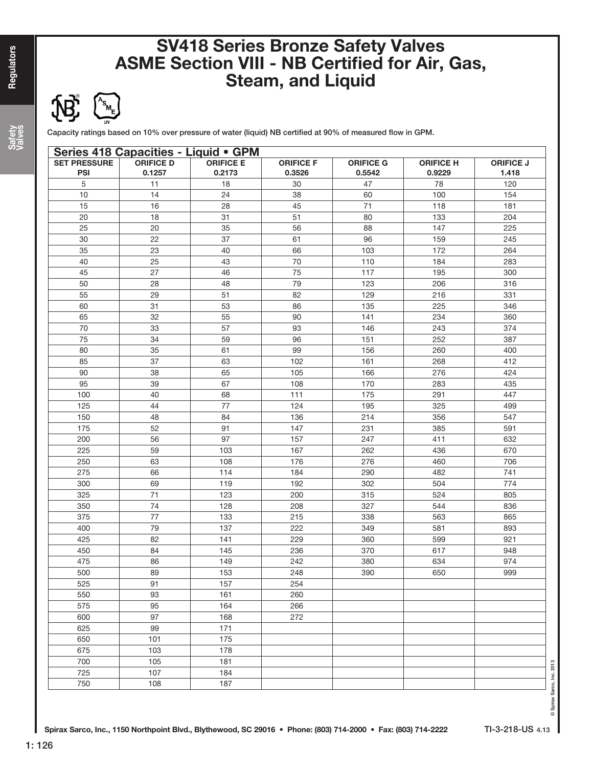# SV418 Series Bronze Safety Valves ASME Section VIII - NB Certified for Air, Gas, Steam, and Liquid

Capacity ratings based on 10% over pressure of water (liquid) NB certified at 90% of measured flow in GPM.

**Series 418 Capacities - Liquid • GPM**

| SET PRESSURE PSI | ORIFICE D 0.1257 | ORIFICE E 0.2173 | ORIFICE F 0.3526 | ORIFICE G 0.5542 | ORIFICE H 0.9229 | ORIFICE J 1.418 |
|---|---|---|---|---|---|---|
| 5 | 11 | 18 | 30 | 47 | 78 | 120 |
| 10 | 14 | 24 | 38 | 60 | 100 | 154 |
| 15 | 16 | 28 | 45 | 71 | 118 | 181 |
| 20 | 18 | 31 | 51 | 80 | 133 | 204 |
| 25 | 20 | 35 | 56 | 88 | 147 | 225 |
| 30 | 22 | 37 | 61 | 96 | 159 | 245 |
| 35 | 23 | 40 | 66 | 103 | 172 | 264 |
| 40 | 25 | 43 | 70 | 110 | 184 | 283 |
| 45 | 27 | 46 | 75 | 117 | 195 | 300 |
| 50 | 28 | 48 | 79 | 123 | 206 | 316 |
| 55 | 29 | 51 | 82 | 129 | 216 | 331 |
| 60 | 31 | 53 | 86 | 135 | 225 | 346 |
| 65 | 32 | 55 | 90 | 141 | 234 | 360 |
| 70 | 33 | 57 | 93 | 146 | 243 | 374 |
| 75 | 34 | 59 | 96 | 151 | 252 | 387 |
| 80 | 35 | 61 | 99 | 156 | 260 | 400 |
| 85 | 37 | 63 | 102 | 161 | 268 | 412 |
| 90 | 38 | 65 | 105 | 166 | 276 | 424 |
| 95 | 39 | 67 | 108 | 170 | 283 | 435 |
| 100 | 40 | 68 | 111 | 175 | 291 | 447 |
| 125 | 44 | 77 | 124 | 195 | 325 | 499 |
| 150 | 48 | 84 | 136 | 214 | 356 | 547 |
| 175 | 52 | 91 | 147 | 231 | 385 | 591 |
| 200 | 56 | 97 | 157 | 247 | 411 | 632 |
| 225 | 59 | 103 | 167 | 262 | 436 | 670 |
| 250 | 63 | 108 | 176 | 276 | 460 | 706 |
| 275 | 66 | 114 | 184 | 290 | 482 | 741 |
| 300 | 69 | 119 | 192 | 302 | 504 | 774 |
| 325 | 71 | 123 | 200 | 315 | 524 | 805 |
| 350 | 74 | 128 | 208 | 327 | 544 | 836 |
| 375 | 77 | 133 | 215 | 338 | 563 | 865 |
| 400 | 79 | 137 | 222 | 349 | 581 | 893 |
| 425 | 82 | 141 | 229 | 360 | 599 | 921 |
| 450 | 84 | 145 | 236 | 370 | 617 | 948 |
| 475 | 86 | 149 | 242 | 380 | 634 | 974 |
| 500 | 89 | 153 | 248 | 390 | 650 | 999 |
| 525 | 91 | 157 | 254 | | | |
| 550 | 93 | 161 | 260 | | | |
| 575 | 95 | 164 | 266 | | | |
| 600 | 97 | 168 | 272 | | | |
| 625 | 99 | 171 | | | | |
| 650 | 101 | 175 | | | | |
| 675 | 103 | 178 | | | | |
| 700 | 105 | 181 | | | | |
| 725 | 107 | 184 | | | | |
| 750 | 108 | 187 | | | | |

© Spirax Sarco, Inc. 2013

Spirax Sarco, Inc., 1150 Northpoint Blvd., Blythewood, SC 29016 • Phone: (803) 714-2000 • Fax: (803) 714-2222 TI-3-218-US 4.13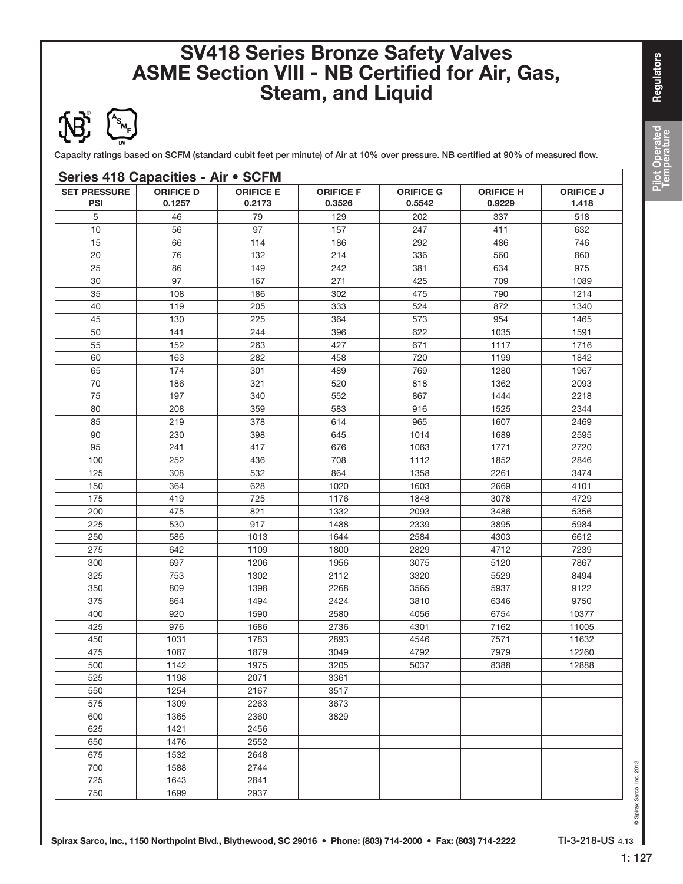# SV418 Series Bronze Safety Valves
# ASME Section VIII - NB Certified for Air, Gas, Steam, and Liquid

Capacity ratings based on SCFM (standard cubit feet per minute) of Air at 10% over pressure. NB certified at 90% of measured flow.

**Series 418 Capacities - Air • SCFM**

| SET PRESSURE PSI | ORIFICE D 0.1257 | ORIFICE E 0.2173 | ORIFICE F 0.3526 | ORIFICE G 0.5542 | ORIFICE H 0.9229 | ORIFICE J 1.418 |
|---|---|---|---|---|---|---|
| 5 | 46 | 79 | 129 | 202 | 337 | 518 |
| 10 | 56 | 97 | 157 | 247 | 411 | 632 |
| 15 | 66 | 114 | 186 | 292 | 486 | 746 |
| 20 | 76 | 132 | 214 | 336 | 560 | 860 |
| 25 | 86 | 149 | 242 | 381 | 634 | 975 |
| 30 | 97 | 167 | 271 | 425 | 709 | 1089 |
| 35 | 108 | 186 | 302 | 475 | 790 | 1214 |
| 40 | 119 | 205 | 333 | 524 | 872 | 1340 |
| 45 | 130 | 225 | 364 | 573 | 954 | 1465 |
| 50 | 141 | 244 | 396 | 622 | 1035 | 1591 |
| 55 | 152 | 263 | 427 | 671 | 1117 | 1716 |
| 60 | 163 | 282 | 458 | 720 | 1199 | 1842 |
| 65 | 174 | 301 | 489 | 769 | 1280 | 1967 |
| 70 | 186 | 321 | 520 | 818 | 1362 | 2093 |
| 75 | 197 | 340 | 552 | 867 | 1444 | 2218 |
| 80 | 208 | 359 | 583 | 916 | 1525 | 2344 |
| 85 | 219 | 378 | 614 | 965 | 1607 | 2469 |
| 90 | 230 | 398 | 645 | 1014 | 1689 | 2595 |
| 95 | 241 | 417 | 676 | 1063 | 1771 | 2720 |
| 100 | 252 | 436 | 708 | 1112 | 1852 | 2846 |
| 125 | 308 | 532 | 864 | 1358 | 2261 | 3474 |
| 150 | 364 | 628 | 1020 | 1603 | 2669 | 4101 |
| 175 | 419 | 725 | 1176 | 1848 | 3078 | 4729 |
| 200 | 475 | 821 | 1332 | 2093 | 3486 | 5356 |
| 225 | 530 | 917 | 1488 | 2339 | 3895 | 5984 |
| 250 | 586 | 1013 | 1644 | 2584 | 4303 | 6612 |
| 275 | 642 | 1109 | 1800 | 2829 | 4712 | 7239 |
| 300 | 697 | 1206 | 1956 | 3075 | 5120 | 7867 |
| 325 | 753 | 1302 | 2112 | 3320 | 5529 | 8494 |
| 350 | 809 | 1398 | 2268 | 3565 | 5937 | 9122 |
| 375 | 864 | 1494 | 2424 | 3810 | 6346 | 9750 |
| 400 | 920 | 1590 | 2580 | 4056 | 6754 | 10377 |
| 425 | 976 | 1686 | 2736 | 4301 | 7162 | 11005 |
| 450 | 1031 | 1783 | 2893 | 4546 | 7571 | 11632 |
| 475 | 1087 | 1879 | 3049 | 4792 | 7979 | 12260 |
| 500 | 1142 | 1975 | 3205 | 5037 | 8388 | 12888 |
| 525 | 1198 | 2071 | 3361 | | | |
| 550 | 1254 | 2167 | 3517 | | | |
| 575 | 1309 | 2263 | 3673 | | | |
| 600 | 1365 | 2360 | 3829 | | | |
| 625 | 1421 | 2456 | | | | |
| 650 | 1476 | 2552 | | | | |
| 675 | 1532 | 2648 | | | | |
| 700 | 1588 | 2744 | | | | |
| 725 | 1643 | 2841 | | | | |
| 750 | 1699 | 2937 | | | | |

Spirax Sarco, Inc., 1150 Northpoint Blvd., Blythewood, SC 29016 • Phone: (803) 714-2000 • Fax: (803) 714-2222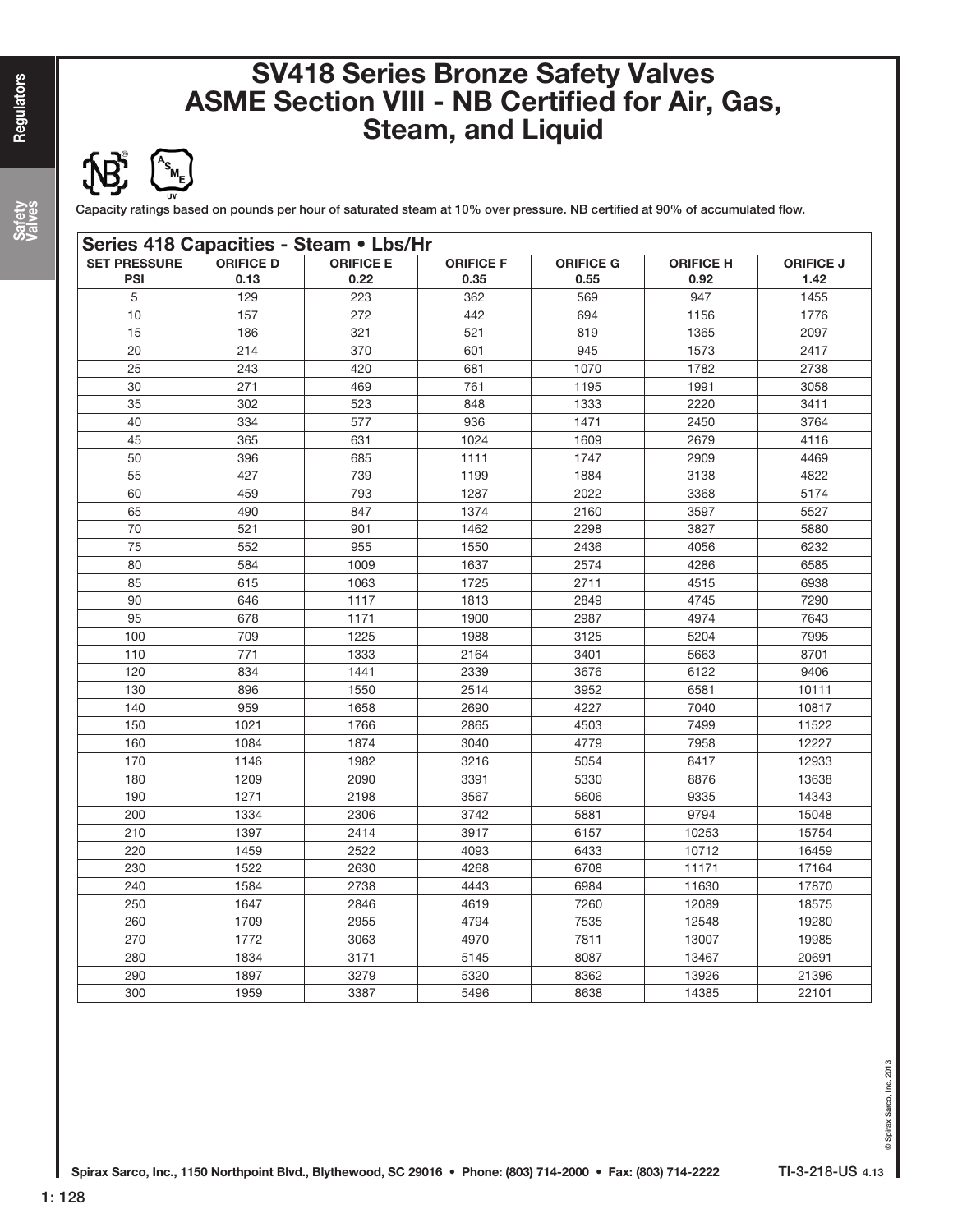# SV418 Series Bronze Safety Valves ASME Section VIII - NB Certified for Air, Gas, Steam, and Liquid

Capacity ratings based on pounds per hour of saturated steam at 10% over pressure. NB certified at 90% of accumulated flow.

## Series 418 Capacities - Steam • Lbs/Hr

| SET PRESSURE PSI | ORIFICE D 0.13 | ORIFICE E 0.22 | ORIFICE F 0.35 | ORIFICE G 0.55 | ORIFICE H 0.92 | ORIFICE J 1.42 |
|---|---|---|---|---|---|---|
| 5 | 129 | 223 | 362 | 569 | 947 | 1455 |
| 10 | 157 | 272 | 442 | 694 | 1156 | 1776 |
| 15 | 186 | 321 | 521 | 819 | 1365 | 2097 |
| 20 | 214 | 370 | 601 | 945 | 1573 | 2417 |
| 25 | 243 | 420 | 681 | 1070 | 1782 | 2738 |
| 30 | 271 | 469 | 761 | 1195 | 1991 | 3058 |
| 35 | 302 | 523 | 848 | 1333 | 2220 | 3411 |
| 40 | 334 | 577 | 936 | 1471 | 2450 | 3764 |
| 45 | 365 | 631 | 1024 | 1609 | 2679 | 4116 |
| 50 | 396 | 685 | 1111 | 1747 | 2909 | 4469 |
| 55 | 427 | 739 | 1199 | 1884 | 3138 | 4822 |
| 60 | 459 | 793 | 1287 | 2022 | 3368 | 5174 |
| 65 | 490 | 847 | 1374 | 2160 | 3597 | 5527 |
| 70 | 521 | 901 | 1462 | 2298 | 3827 | 5880 |
| 75 | 552 | 955 | 1550 | 2436 | 4056 | 6232 |
| 80 | 584 | 1009 | 1637 | 2574 | 4286 | 6585 |
| 85 | 615 | 1063 | 1725 | 2711 | 4515 | 6938 |
| 90 | 646 | 1117 | 1813 | 2849 | 4745 | 7290 |
| 95 | 678 | 1171 | 1900 | 2987 | 4974 | 7643 |
| 100 | 709 | 1225 | 1988 | 3125 | 5204 | 7995 |
| 110 | 771 | 1333 | 2164 | 3401 | 5663 | 8701 |
| 120 | 834 | 1441 | 2339 | 3676 | 6122 | 9406 |
| 130 | 896 | 1550 | 2514 | 3952 | 6581 | 10111 |
| 140 | 959 | 1658 | 2690 | 4227 | 7040 | 10817 |
| 150 | 1021 | 1766 | 2865 | 4503 | 7499 | 11522 |
| 160 | 1084 | 1874 | 3040 | 4779 | 7958 | 12227 |
| 170 | 1146 | 1982 | 3216 | 5054 | 8417 | 12933 |
| 180 | 1209 | 2090 | 3391 | 5330 | 8876 | 13638 |
| 190 | 1271 | 2198 | 3567 | 5606 | 9335 | 14343 |
| 200 | 1334 | 2306 | 3742 | 5881 | 9794 | 15048 |
| 210 | 1397 | 2414 | 3917 | 6157 | 10253 | 15754 |
| 220 | 1459 | 2522 | 4093 | 6433 | 10712 | 16459 |
| 230 | 1522 | 2630 | 4268 | 6708 | 11171 | 17164 |
| 240 | 1584 | 2738 | 4443 | 6984 | 11630 | 17870 |
| 250 | 1647 | 2846 | 4619 | 7260 | 12089 | 18575 |
| 260 | 1709 | 2955 | 4794 | 7535 | 12548 | 19280 |
| 270 | 1772 | 3063 | 4970 | 7811 | 13007 | 19985 |
| 280 | 1834 | 3171 | 5145 | 8087 | 13467 | 20691 |
| 290 | 1897 | 3279 | 5320 | 8362 | 13926 | 21396 |
| 300 | 1959 | 3387 | 5496 | 8638 | 14385 | 22101 |

© Spirax Sarco, Inc. 2013

Spirax Sarco, Inc., 1150 Northpoint Blvd., Blythewood, SC 29016 • Phone: (803) 714-2000 • Fax: (803) 714-2222

TI-3-218-US 4.13